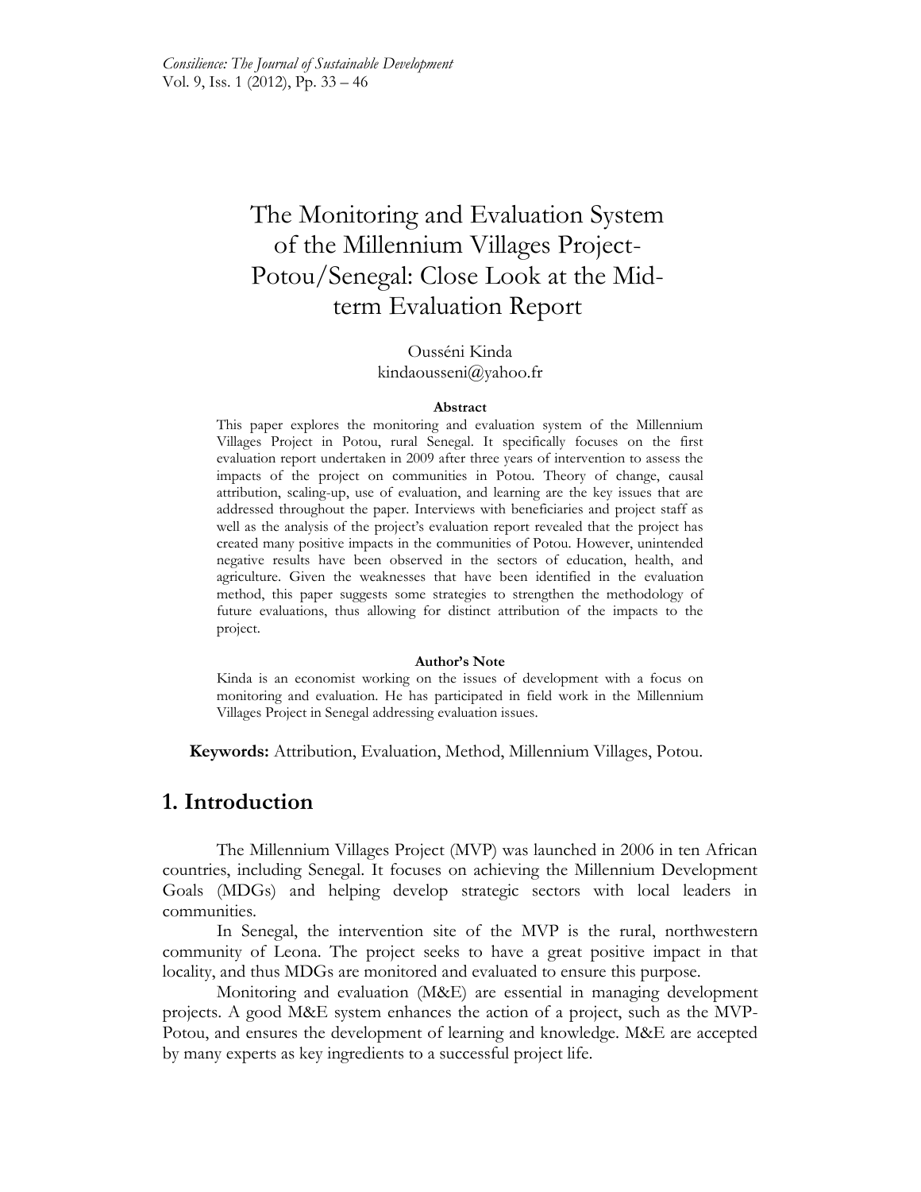# The Monitoring and Evaluation System of the Millennium Villages Project-Potou/Senegal: Close Look at the Mid-term Evaluation Report

Ousséni Kinda
kindaousseni@yahoo.fr

**Abstract**

This paper explores the monitoring and evaluation system of the Millennium Villages Project in Potou, rural Senegal. It specifically focuses on the first evaluation report undertaken in 2009 after three years of intervention to assess the impacts of the project on communities in Potou. Theory of change, causal attribution, scaling-up, use of evaluation, and learning are the key issues that are addressed throughout the paper. Interviews with beneficiaries and project staff as well as the analysis of the project's evaluation report revealed that the project has created many positive impacts in the communities of Potou. However, unintended negative results have been observed in the sectors of education, health, and agriculture. Given the weaknesses that have been identified in the evaluation method, this paper suggests some strategies to strengthen the methodology of future evaluations, thus allowing for distinct attribution of the impacts to the project.

**Author's Note**

Kinda is an economist working on the issues of development with a focus on monitoring and evaluation. He has participated in field work in the Millennium Villages Project in Senegal addressing evaluation issues.

**Keywords:** Attribution, Evaluation, Method, Millennium Villages, Potou.

## 1. Introduction

The Millennium Villages Project (MVP) was launched in 2006 in ten African countries, including Senegal. It focuses on achieving the Millennium Development Goals (MDGs) and helping develop strategic sectors with local leaders in communities.

In Senegal, the intervention site of the MVP is the rural, northwestern community of Leona. The project seeks to have a great positive impact in that locality, and thus MDGs are monitored and evaluated to ensure this purpose.

Monitoring and evaluation (M&E) are essential in managing development projects. A good M&E system enhances the action of a project, such as the MVP-Potou, and ensures the development of learning and knowledge. M&E are accepted by many experts as key ingredients to a successful project life.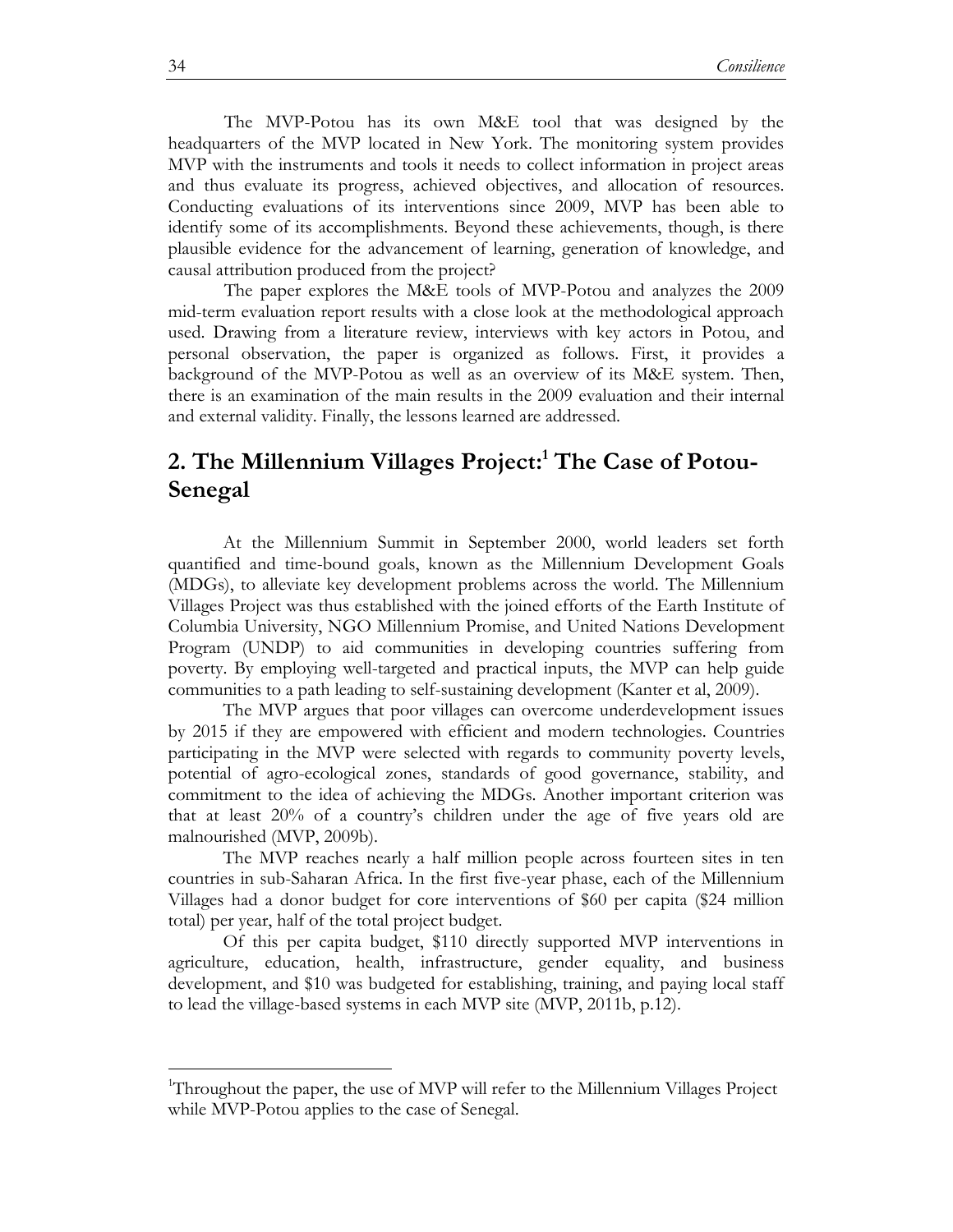The MVP-Potou has its own M&E tool that was designed by the headquarters of the MVP located in New York. The monitoring system provides MVP with the instruments and tools it needs to collect information in project areas and thus evaluate its progress, achieved objectives, and allocation of resources. Conducting evaluations of its interventions since 2009, MVP has been able to identify some of its accomplishments. Beyond these achievements, though, is there plausible evidence for the advancement of learning, generation of knowledge, and causal attribution produced from the project?

The paper explores the M&E tools of MVP-Potou and analyzes the 2009 mid-term evaluation report results with a close look at the methodological approach used. Drawing from a literature review, interviews with key actors in Potou, and personal observation, the paper is organized as follows. First, it provides a background of the MVP-Potou as well as an overview of its M&E system. Then, there is an examination of the main results in the 2009 evaluation and their internal and external validity. Finally, the lessons learned are addressed.

## 2. The Millennium Villages Project:[1] The Case of Potou-Senegal

At the Millennium Summit in September 2000, world leaders set forth quantified and time-bound goals, known as the Millennium Development Goals (MDGs), to alleviate key development problems across the world. The Millennium Villages Project was thus established with the joined efforts of the Earth Institute of Columbia University, NGO Millennium Promise, and United Nations Development Program (UNDP) to aid communities in developing countries suffering from poverty. By employing well-targeted and practical inputs, the MVP can help guide communities to a path leading to self-sustaining development (Kanter et al, 2009).

The MVP argues that poor villages can overcome underdevelopment issues by 2015 if they are empowered with efficient and modern technologies. Countries participating in the MVP were selected with regards to community poverty levels, potential of agro-ecological zones, standards of good governance, stability, and commitment to the idea of achieving the MDGs. Another important criterion was that at least 20% of a country's children under the age of five years old are malnourished (MVP, 2009b).

The MVP reaches nearly a half million people across fourteen sites in ten countries in sub-Saharan Africa. In the first five-year phase, each of the Millennium Villages had a donor budget for core interventions of $60 per capita ($24 million total) per year, half of the total project budget.

Of this per capita budget, $110 directly supported MVP interventions in agriculture, education, health, infrastructure, gender equality, and business development, and $10 was budgeted for establishing, training, and paying local staff to lead the village-based systems in each MVP site (MVP, 2011b, p.12).

---

[1]Throughout the paper, the use of MVP will refer to the Millennium Villages Project while MVP-Potou applies to the case of Senegal.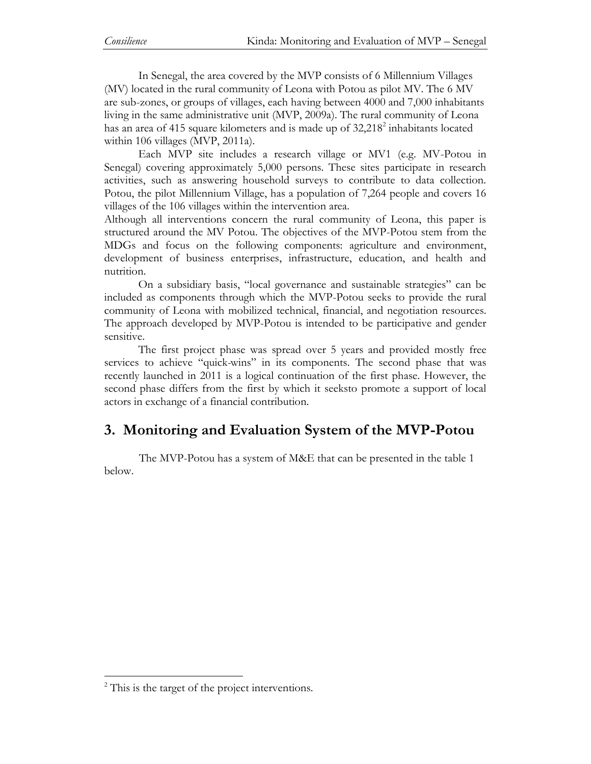In Senegal, the area covered by the MVP consists of 6 Millennium Villages (MV) located in the rural community of Leona with Potou as pilot MV. The 6 MV are sub-zones, or groups of villages, each having between 4000 and 7,000 inhabitants living in the same administrative unit (MVP, 2009a). The rural community of Leona has an area of 415 square kilometers and is made up of 32,218[2] inhabitants located within 106 villages (MVP, 2011a).

Each MVP site includes a research village or MV1 (e.g. MV-Potou in Senegal) covering approximately 5,000 persons. These sites participate in research activities, such as answering household surveys to contribute to data collection. Potou, the pilot Millennium Village, has a population of 7,264 people and covers 16 villages of the 106 villages within the intervention area.

Although all interventions concern the rural community of Leona, this paper is structured around the MV Potou. The objectives of the MVP-Potou stem from the MDGs and focus on the following components: agriculture and environment, development of business enterprises, infrastructure, education, and health and nutrition.

On a subsidiary basis, "local governance and sustainable strategies" can be included as components through which the MVP-Potou seeks to provide the rural community of Leona with mobilized technical, financial, and negotiation resources. The approach developed by MVP-Potou is intended to be participative and gender sensitive.

The first project phase was spread over 5 years and provided mostly free services to achieve "quick-wins" in its components. The second phase that was recently launched in 2011 is a logical continuation of the first phase. However, the second phase differs from the first by which it seeksto promote a support of local actors in exchange of a financial contribution.

## 3. Monitoring and Evaluation System of the MVP-Potou

The MVP-Potou has a system of M&E that can be presented in the table 1 below.

[2] This is the target of the project interventions.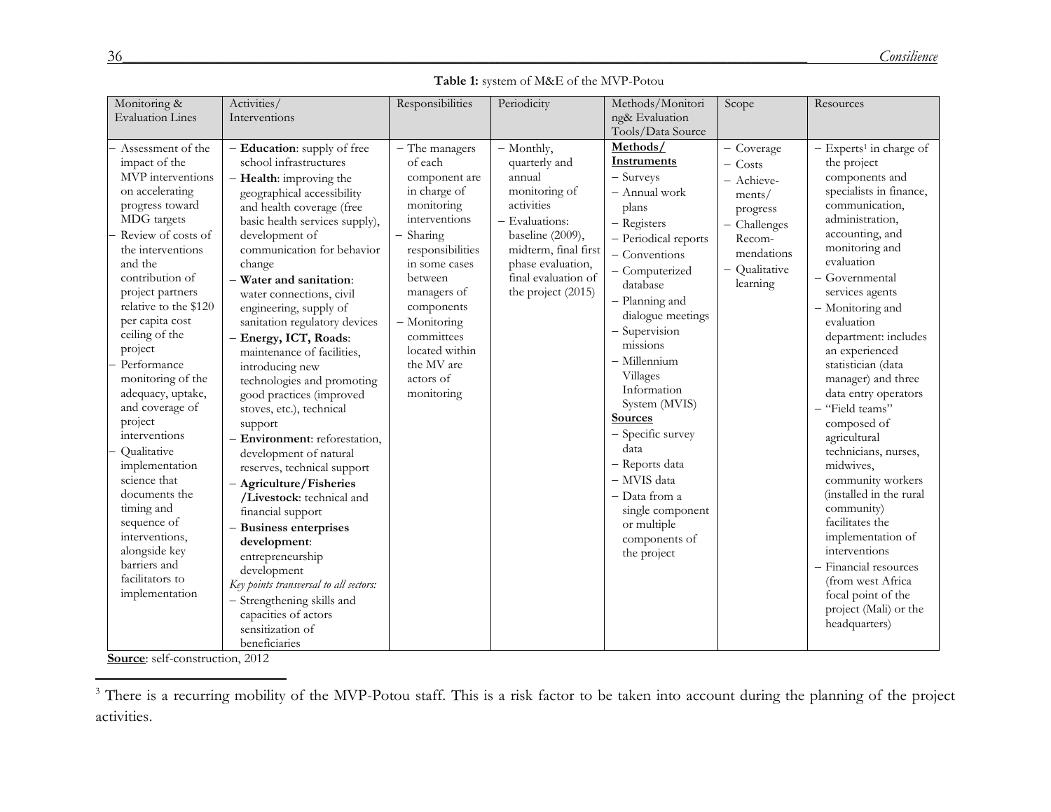**Table 1:** system of M&E of the MVP-Potou

| Monitoring & Evaluation Lines | Activities/ Interventions | Responsibilities | Periodicity | Methods/Monitoring& Evaluation Tools/Data Source | Scope | Resources |
|---|---|---|---|---|---|---|
| – Assessment of the impact of the MVP interventions on accelerating progress toward MDG targets<br>– Review of costs of the interventions and the contribution of project partners relative to the $120 per capita cost ceiling of the project<br>– Performance monitoring of the adequacy, uptake, and coverage of project interventions<br>– Qualitative implementation science that documents the timing and sequence of interventions, alongside key barriers and facilitators to implementation | – **Education**: supply of free school infrastructures<br>– **Health**: improving the geographical accessibility and health coverage (free basic health services supply), development of communication for behavior change<br>– **Water and sanitation**: water connections, civil engineering, supply of sanitation regulatory devices<br>– **Energy, ICT, Roads**: maintenance of facilities, introducing new technologies and promoting good practices (improved stoves, etc.), technical support<br>– **Environment**: reforestation, development of natural reserves, technical support<br>– **Agriculture/Fisheries /Livestock**: technical and financial support<br>– **Business enterprises development**: entrepreneurship development<br>*Key points transversal to all sectors:*<br>– Strengthening skills and capacities of actors sensitization of beneficiaries | – The managers of each component are in charge of monitoring interventions<br>– Sharing responsibilities in some cases between managers of components<br>– Monitoring committees located within the MV are actors of monitoring | – Monthly, quarterly and annual monitoring of activities<br>– Evaluations: baseline (2009), midterm, final first phase evaluation, final evaluation of the project (2015) | **Methods/ Instruments**<br>– Surveys<br>– Annual work plans<br>– Registers<br>– Periodical reports<br>– Conventions<br>– Computerized database<br>– Planning and dialogue meetings<br>– Supervision missions<br>– Millennium Villages Information System (MVIS)<br>**Sources**<br>– Specific survey data<br>– Reports data<br>– MVIS data<br>– Data from a single component or multiple components of the project | – Coverage<br>– Costs<br>– Achieve-ments/ progress<br>– Challenges Recom-mendations<br>– Qualitative learning | – Experts[3] in charge of the project components and specialists in finance, communication, administration, accounting, and monitoring and evaluation<br>– Governmental services agents<br>– Monitoring and evaluation department: includes an experienced statistician (data manager) and three data entry operators<br>– "Field teams" composed of agricultural technicians, nurses, midwives, community workers (installed in the rural community) facilitates the implementation of interventions<br>– Financial resources (from west Africa focal point of the project (Mali) or the headquarters) |

**Source**: self-construction, 2012

[3] There is a recurring mobility of the MVP-Potou staff. This is a risk factor to be taken into account during the planning of the project activities.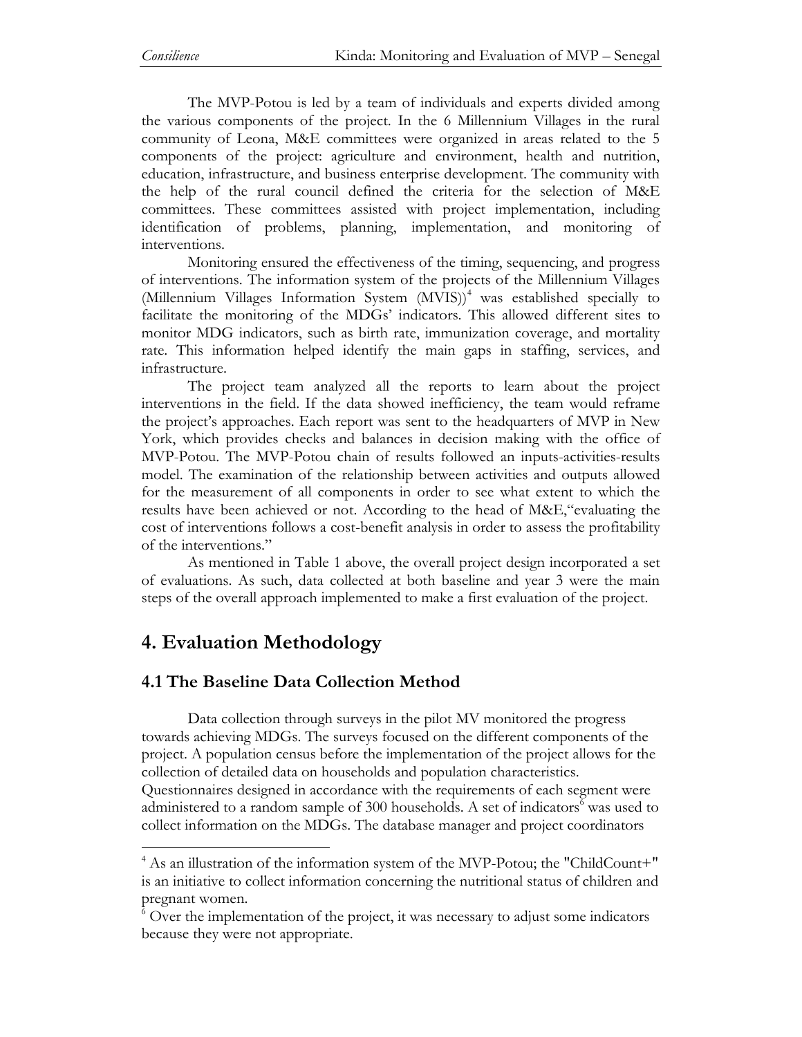The MVP-Potou is led by a team of individuals and experts divided among the various components of the project. In the 6 Millennium Villages in the rural community of Leona, M&E committees were organized in areas related to the 5 components of the project: agriculture and environment, health and nutrition, education, infrastructure, and business enterprise development. The community with the help of the rural council defined the criteria for the selection of M&E committees. These committees assisted with project implementation, including identification of problems, planning, implementation, and monitoring of interventions.

Monitoring ensured the effectiveness of the timing, sequencing, and progress of interventions. The information system of the projects of the Millennium Villages (Millennium Villages Information System (MVIS))[4] was established specially to facilitate the monitoring of the MDGs' indicators. This allowed different sites to monitor MDG indicators, such as birth rate, immunization coverage, and mortality rate. This information helped identify the main gaps in staffing, services, and infrastructure.

The project team analyzed all the reports to learn about the project interventions in the field. If the data showed inefficiency, the team would reframe the project's approaches. Each report was sent to the headquarters of MVP in New York, which provides checks and balances in decision making with the office of MVP-Potou. The MVP-Potou chain of results followed an inputs-activities-results model. The examination of the relationship between activities and outputs allowed for the measurement of all components in order to see what extent to which the results have been achieved or not. According to the head of M&E,"evaluating the cost of interventions follows a cost-benefit analysis in order to assess the profitability of the interventions."

As mentioned in Table 1 above, the overall project design incorporated a set of evaluations. As such, data collected at both baseline and year 3 were the main steps of the overall approach implemented to make a first evaluation of the project.

## 4. Evaluation Methodology

### 4.1 The Baseline Data Collection Method

Data collection through surveys in the pilot MV monitored the progress towards achieving MDGs. The surveys focused on the different components of the project. A population census before the implementation of the project allows for the collection of detailed data on households and population characteristics. Questionnaires designed in accordance with the requirements of each segment were administered to a random sample of 300 households. A set of indicators[6] was used to collect information on the MDGs. The database manager and project coordinators

---

[4] As an illustration of the information system of the MVP-Potou; the "ChildCount+" is an initiative to collect information concerning the nutritional status of children and pregnant women.

[6] Over the implementation of the project, it was necessary to adjust some indicators because they were not appropriate.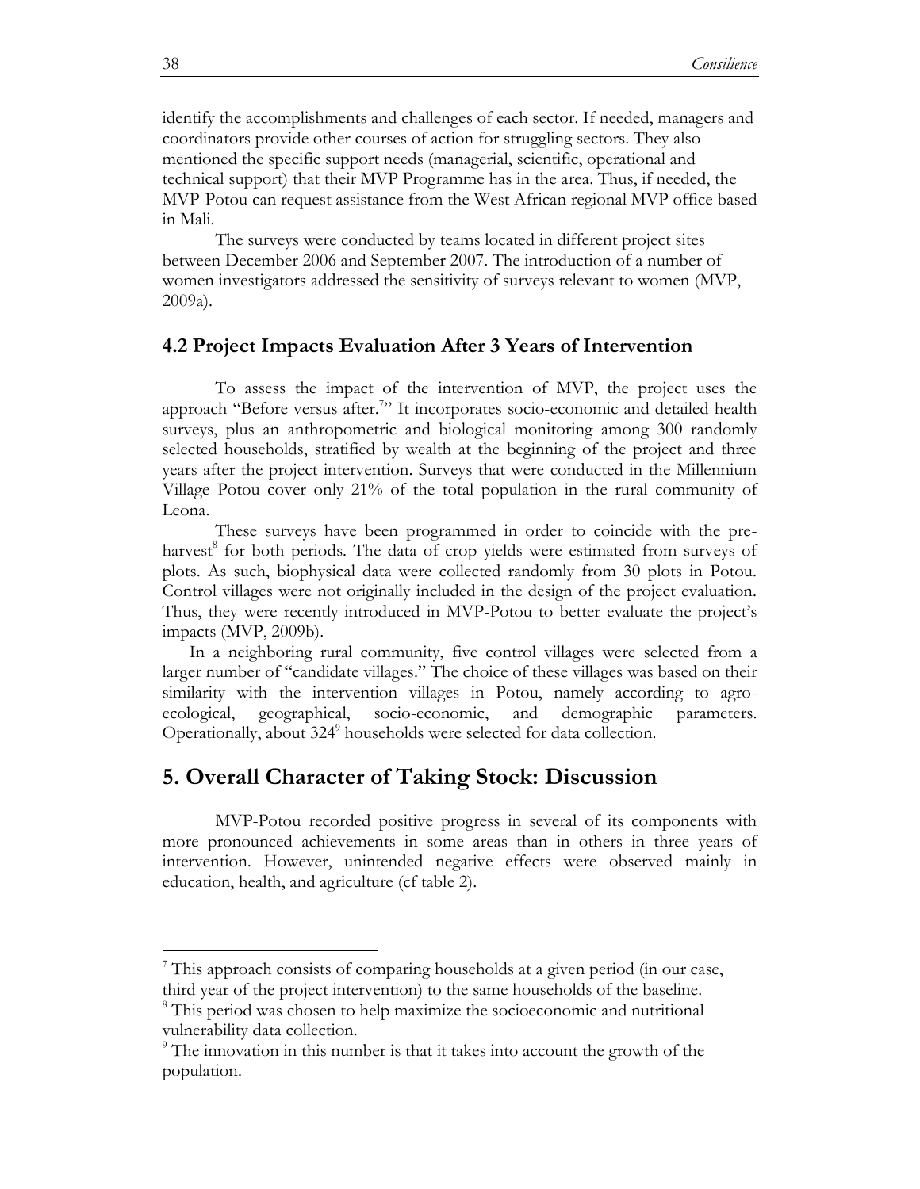identify the accomplishments and challenges of each sector. If needed, managers and coordinators provide other courses of action for struggling sectors. They also mentioned the specific support needs (managerial, scientific, operational and technical support) that their MVP Programme has in the area. Thus, if needed, the MVP-Potou can request assistance from the West African regional MVP office based in Mali.

The surveys were conducted by teams located in different project sites between December 2006 and September 2007. The introduction of a number of women investigators addressed the sensitivity of surveys relevant to women (MVP, 2009a).

### 4.2 Project Impacts Evaluation After 3 Years of Intervention

To assess the impact of the intervention of MVP, the project uses the approach "Before versus after.[7]" It incorporates socio-economic and detailed health surveys, plus an anthropometric and biological monitoring among 300 randomly selected households, stratified by wealth at the beginning of the project and three years after the project intervention. Surveys that were conducted in the Millennium Village Potou cover only 21% of the total population in the rural community of Leona.

These surveys have been programmed in order to coincide with the pre-harvest[8] for both periods. The data of crop yields were estimated from surveys of plots. As such, biophysical data were collected randomly from 30 plots in Potou. Control villages were not originally included in the design of the project evaluation. Thus, they were recently introduced in MVP-Potou to better evaluate the project's impacts (MVP, 2009b).

In a neighboring rural community, five control villages were selected from a larger number of "candidate villages." The choice of these villages was based on their similarity with the intervention villages in Potou, namely according to agro-ecological, geographical, socio-economic, and demographic parameters. Operationally, about 324[9] households were selected for data collection.

## 5. Overall Character of Taking Stock: Discussion

MVP-Potou recorded positive progress in several of its components with more pronounced achievements in some areas than in others in three years of intervention. However, unintended negative effects were observed mainly in education, health, and agriculture (cf table 2).

---

[7] This approach consists of comparing households at a given period (in our case, third year of the project intervention) to the same households of the baseline.

[8] This period was chosen to help maximize the socioeconomic and nutritional vulnerability data collection.

[9] The innovation in this number is that it takes into account the growth of the population.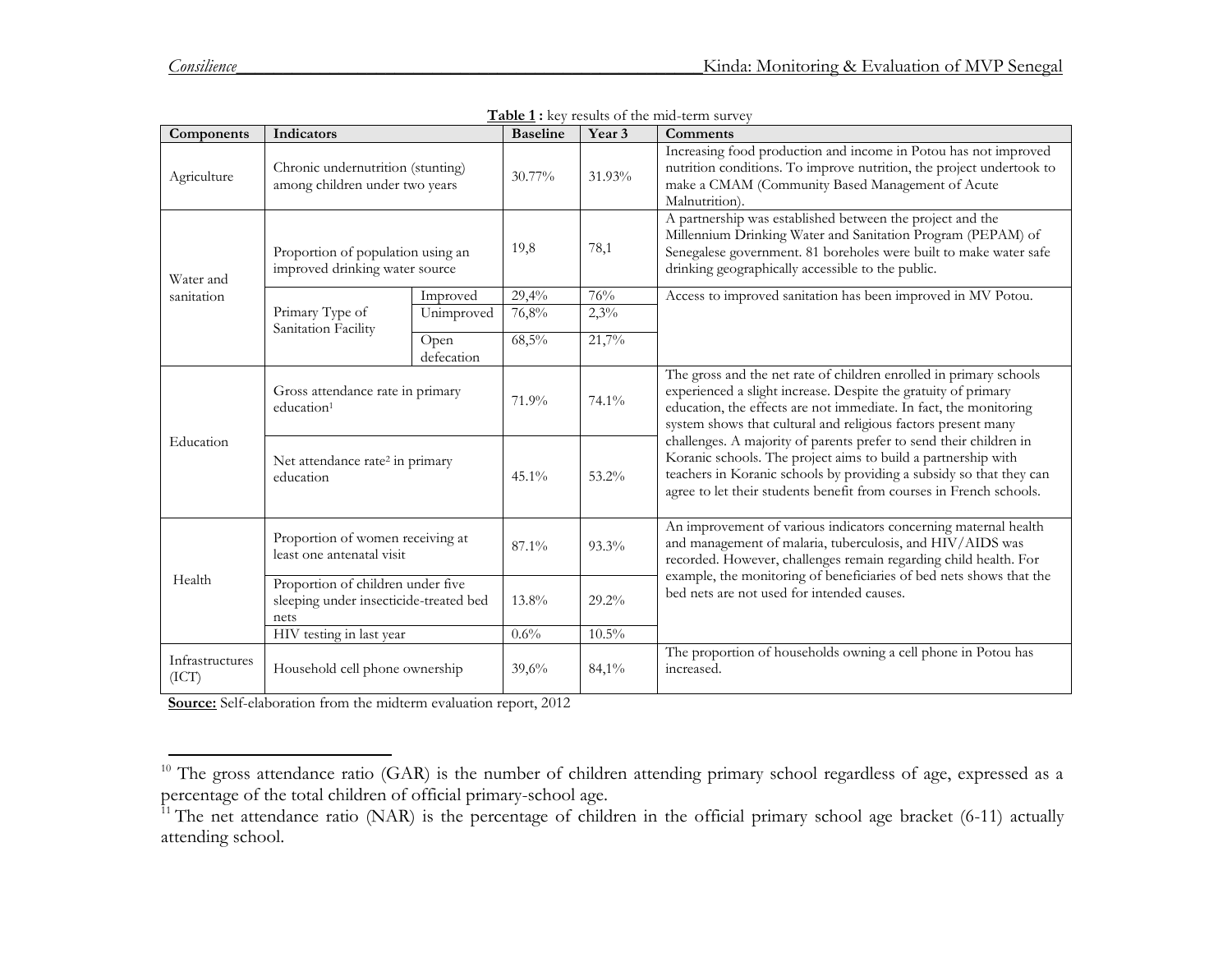**Table 1 :** key results of the mid-term survey

| Components | Indicators | | Baseline | Year 3 | Comments |
|---|---|---|---|---|---|
| Agriculture | Chronic undernutrition (stunting) among children under two years | | 30.77% | 31.93% | Increasing food production and income in Potou has not improved nutrition conditions. To improve nutrition, the project undertook to make a CMAM (Community Based Management of Acute Malnutrition). |
| Water and sanitation | Proportion of population using an improved drinking water source | | 19,8 | 78,1 | A partnership was established between the project and the Millennium Drinking Water and Sanitation Program (PEPAM) of Senegalese government. 81 boreholes were built to make water safe drinking geographically accessible to the public. |
| | Primary Type of Sanitation Facility | Improved | 29,4% | 76% | Access to improved sanitation has been improved in MV Potou. |
| | | Unimproved | 76,8% | 2,3% | |
| | | Open defecation | 68,5% | 21,7% | |
| Education | Gross attendance rate in primary education[1] | | 71.9% | 74.1% | The gross and the net rate of children enrolled in primary schools experienced a slight increase. Despite the gratuity of primary education, the effects are not immediate. In fact, the monitoring system shows that cultural and religious factors present many challenges. A majority of parents prefer to send their children in Koranic schools. The project aims to build a partnership with teachers in Koranic schools by providing a subsidy so that they can agree to let their students benefit from courses in French schools. |
| | Net attendance rate[2] in primary education | | 45.1% | 53.2% | |
| Health | Proportion of women receiving at least one antenatal visit | | 87.1% | 93.3% | An improvement of various indicators concerning maternal health and management of malaria, tuberculosis, and HIV/AIDS was recorded. However, challenges remain regarding child health. For example, the monitoring of beneficiaries of bed nets shows that the bed nets are not used for intended causes. |
| | Proportion of children under five sleeping under insecticide-treated bed nets | | 13.8% | 29.2% | |
| | HIV testing in last year | | 0.6% | 10.5% | |
| Infrastructures (ICT) | Household cell phone ownership | | 39,6% | 84,1% | The proportion of households owning a cell phone in Potou has increased. |

**Source:** Self-elaboration from the midterm evaluation report, 2012

[10] The gross attendance ratio (GAR) is the number of children attending primary school regardless of age, expressed as a percentage of the total children of official primary-school age.

[11] The net attendance ratio (NAR) is the percentage of children in the official primary school age bracket (6-11) actually attending school.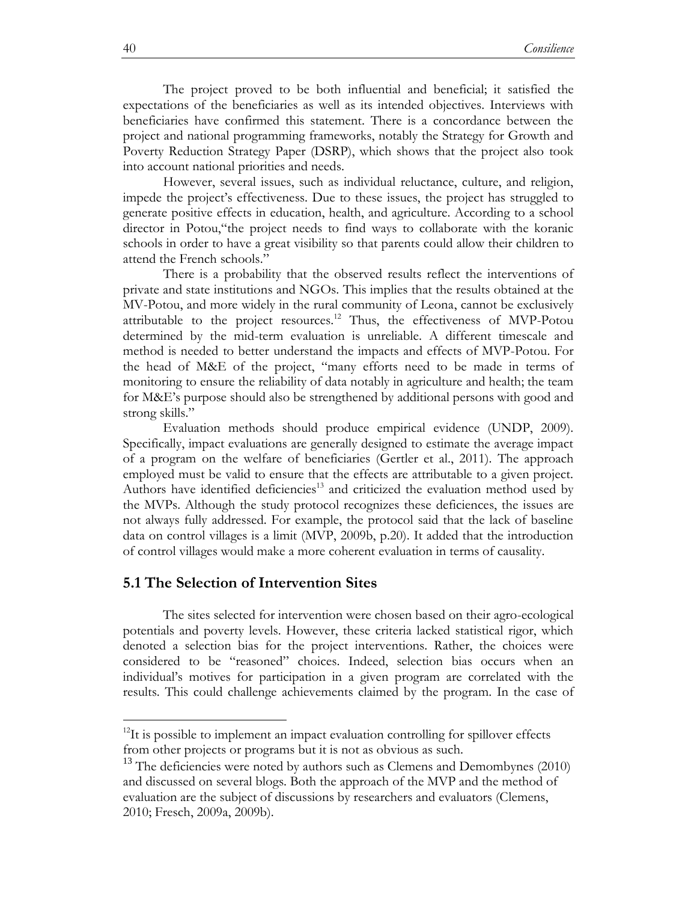The project proved to be both influential and beneficial; it satisfied the expectations of the beneficiaries as well as its intended objectives. Interviews with beneficiaries have confirmed this statement. There is a concordance between the project and national programming frameworks, notably the Strategy for Growth and Poverty Reduction Strategy Paper (DSRP), which shows that the project also took into account national priorities and needs.

However, several issues, such as individual reluctance, culture, and religion, impede the project's effectiveness. Due to these issues, the project has struggled to generate positive effects in education, health, and agriculture. According to a school director in Potou,"the project needs to find ways to collaborate with the koranic schools in order to have a great visibility so that parents could allow their children to attend the French schools."

There is a probability that the observed results reflect the interventions of private and state institutions and NGOs. This implies that the results obtained at the MV-Potou, and more widely in the rural community of Leona, cannot be exclusively attributable to the project resources.[12] Thus, the effectiveness of MVP-Potou determined by the mid-term evaluation is unreliable. A different timescale and method is needed to better understand the impacts and effects of MVP-Potou. For the head of M&E of the project, "many efforts need to be made in terms of monitoring to ensure the reliability of data notably in agriculture and health; the team for M&E's purpose should also be strengthened by additional persons with good and strong skills."

Evaluation methods should produce empirical evidence (UNDP, 2009). Specifically, impact evaluations are generally designed to estimate the average impact of a program on the welfare of beneficiaries (Gertler et al., 2011). The approach employed must be valid to ensure that the effects are attributable to a given project. Authors have identified deficiencies[13] and criticized the evaluation method used by the MVPs. Although the study protocol recognizes these deficiences, the issues are not always fully addressed. For example, the protocol said that the lack of baseline data on control villages is a limit (MVP, 2009b, p.20). It added that the introduction of control villages would make a more coherent evaluation in terms of causality.

## 5.1 The Selection of Intervention Sites

The sites selected for intervention were chosen based on their agro-ecological potentials and poverty levels. However, these criteria lacked statistical rigor, which denoted a selection bias for the project interventions. Rather, the choices were considered to be "reasoned" choices. Indeed, selection bias occurs when an individual's motives for participation in a given program are correlated with the results. This could challenge achievements claimed by the program. In the case of

---

[12] It is possible to implement an impact evaluation controlling for spillover effects from other projects or programs but it is not as obvious as such.

[13] The deficiencies were noted by authors such as Clemens and Demombynes (2010) and discussed on several blogs. Both the approach of the MVP and the method of evaluation are the subject of discussions by researchers and evaluators (Clemens, 2010; Fresch, 2009a, 2009b).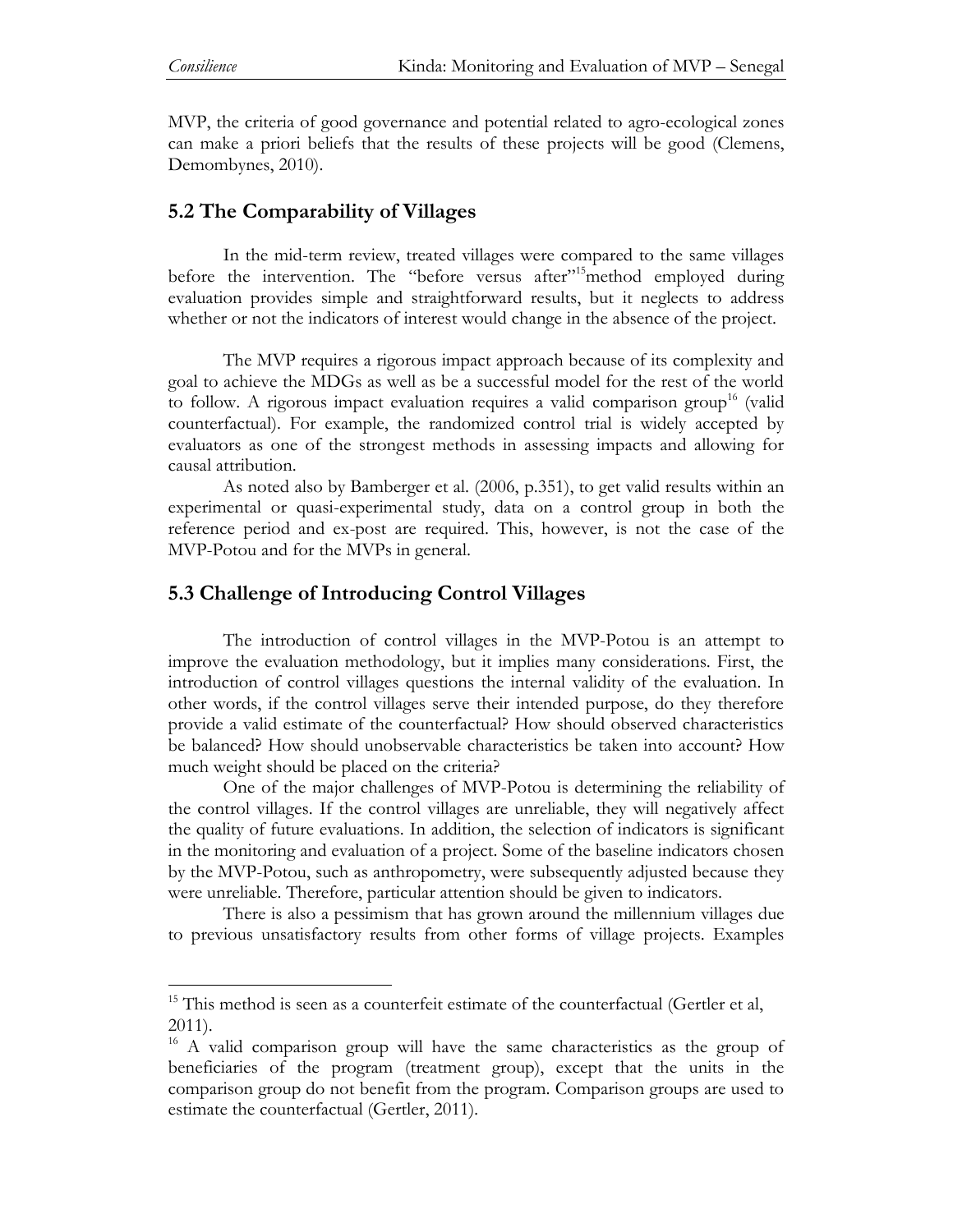MVP, the criteria of good governance and potential related to agro-ecological zones can make a priori beliefs that the results of these projects will be good (Clemens, Demombynes, 2010).

## 5.2 The Comparability of Villages

In the mid-term review, treated villages were compared to the same villages before the intervention. The "before versus after"[15] method employed during evaluation provides simple and straightforward results, but it neglects to address whether or not the indicators of interest would change in the absence of the project.

The MVP requires a rigorous impact approach because of its complexity and goal to achieve the MDGs as well as be a successful model for the rest of the world to follow. A rigorous impact evaluation requires a valid comparison group[16] (valid counterfactual). For example, the randomized control trial is widely accepted by evaluators as one of the strongest methods in assessing impacts and allowing for causal attribution.

As noted also by Bamberger et al. (2006, p.351), to get valid results within an experimental or quasi-experimental study, data on a control group in both the reference period and ex-post are required. This, however, is not the case of the MVP-Potou and for the MVPs in general.

## 5.3 Challenge of Introducing Control Villages

The introduction of control villages in the MVP-Potou is an attempt to improve the evaluation methodology, but it implies many considerations. First, the introduction of control villages questions the internal validity of the evaluation. In other words, if the control villages serve their intended purpose, do they therefore provide a valid estimate of the counterfactual? How should observed characteristics be balanced? How should unobservable characteristics be taken into account? How much weight should be placed on the criteria?

One of the major challenges of MVP-Potou is determining the reliability of the control villages. If the control villages are unreliable, they will negatively affect the quality of future evaluations. In addition, the selection of indicators is significant in the monitoring and evaluation of a project. Some of the baseline indicators chosen by the MVP-Potou, such as anthropometry, were subsequently adjusted because they were unreliable. Therefore, particular attention should be given to indicators.

There is also a pessimism that has grown around the millennium villages due to previous unsatisfactory results from other forms of village projects. Examples

---

[15] This method is seen as a counterfeit estimate of the counterfactual (Gertler et al, 2011).

[16] A valid comparison group will have the same characteristics as the group of beneficiaries of the program (treatment group), except that the units in the comparison group do not benefit from the program. Comparison groups are used to estimate the counterfactual (Gertler, 2011).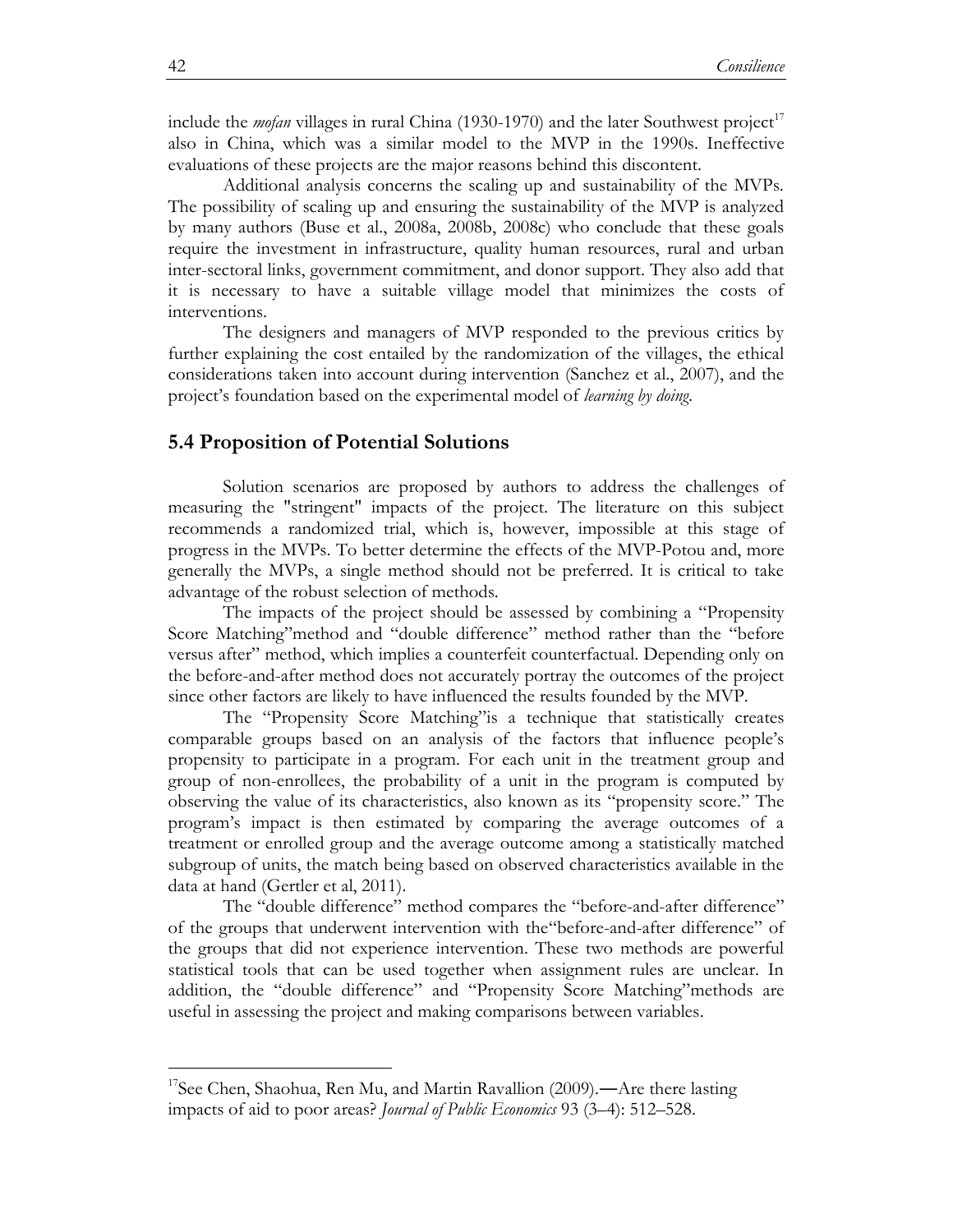include the *mofan* villages in rural China (1930-1970) and the later Southwest project[17] also in China, which was a similar model to the MVP in the 1990s. Ineffective evaluations of these projects are the major reasons behind this discontent.

Additional analysis concerns the scaling up and sustainability of the MVPs. The possibility of scaling up and ensuring the sustainability of the MVP is analyzed by many authors (Buse et al., 2008a, 2008b, 2008c) who conclude that these goals require the investment in infrastructure, quality human resources, rural and urban inter-sectoral links, government commitment, and donor support. They also add that it is necessary to have a suitable village model that minimizes the costs of interventions.

The designers and managers of MVP responded to the previous critics by further explaining the cost entailed by the randomization of the villages, the ethical considerations taken into account during intervention (Sanchez et al., 2007), and the project's foundation based on the experimental model of *learning by doing*.

## 5.4 Proposition of Potential Solutions

Solution scenarios are proposed by authors to address the challenges of measuring the "stringent" impacts of the project. The literature on this subject recommends a randomized trial, which is, however, impossible at this stage of progress in the MVPs. To better determine the effects of the MVP-Potou and, more generally the MVPs, a single method should not be preferred. It is critical to take advantage of the robust selection of methods.

The impacts of the project should be assessed by combining a "Propensity Score Matching"method and "double difference" method rather than the "before versus after" method, which implies a counterfeit counterfactual. Depending only on the before-and-after method does not accurately portray the outcomes of the project since other factors are likely to have influenced the results founded by the MVP.

The "Propensity Score Matching"is a technique that statistically creates comparable groups based on an analysis of the factors that influence people's propensity to participate in a program. For each unit in the treatment group and group of non-enrollees, the probability of a unit in the program is computed by observing the value of its characteristics, also known as its "propensity score." The program's impact is then estimated by comparing the average outcomes of a treatment or enrolled group and the average outcome among a statistically matched subgroup of units, the match being based on observed characteristics available in the data at hand (Gertler et al, 2011).

The "double difference" method compares the "before-and-after difference" of the groups that underwent intervention with the"before-and-after difference" of the groups that did not experience intervention. These two methods are powerful statistical tools that can be used together when assignment rules are unclear. In addition, the "double difference" and "Propensity Score Matching"methods are useful in assessing the project and making comparisons between variables.

---

[17] See Chen, Shaohua, Ren Mu, and Martin Ravallion (2009).―Are there lasting impacts of aid to poor areas? *Journal of Public Economics* 93 (3–4): 512–528.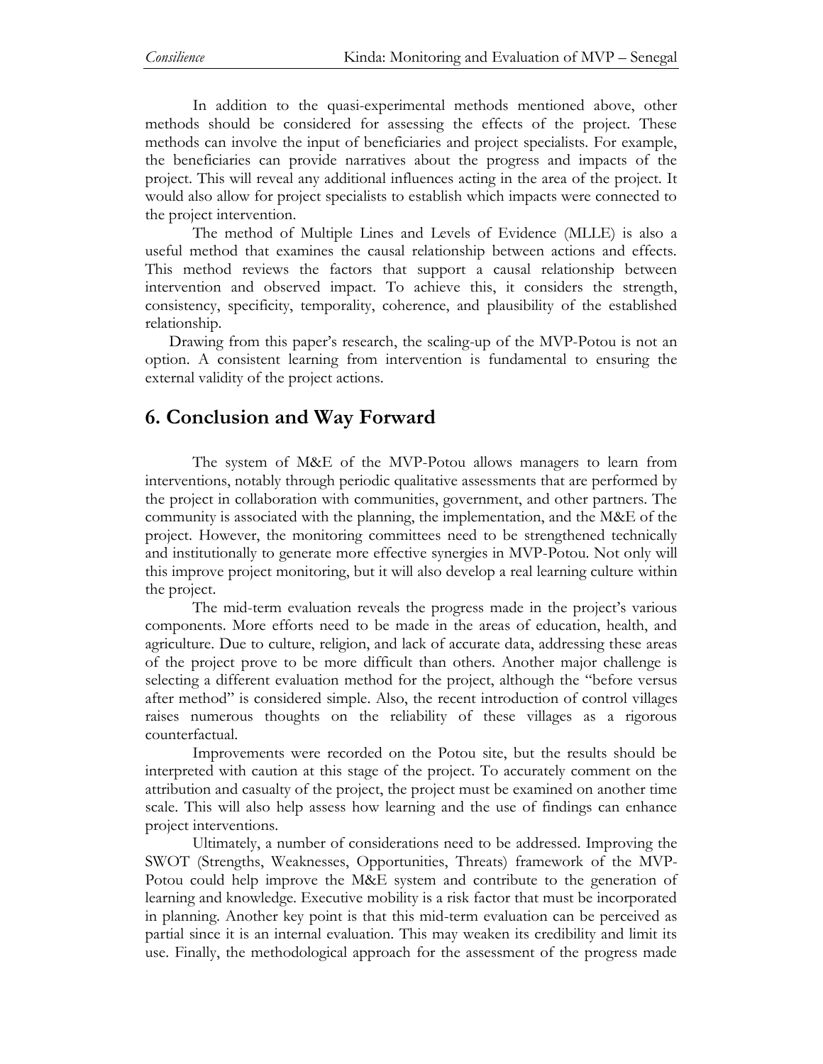In addition to the quasi-experimental methods mentioned above, other methods should be considered for assessing the effects of the project. These methods can involve the input of beneficiaries and project specialists. For example, the beneficiaries can provide narratives about the progress and impacts of the project. This will reveal any additional influences acting in the area of the project. It would also allow for project specialists to establish which impacts were connected to the project intervention.

The method of Multiple Lines and Levels of Evidence (MLLE) is also a useful method that examines the causal relationship between actions and effects. This method reviews the factors that support a causal relationship between intervention and observed impact. To achieve this, it considers the strength, consistency, specificity, temporality, coherence, and plausibility of the established relationship.

Drawing from this paper's research, the scaling-up of the MVP-Potou is not an option. A consistent learning from intervention is fundamental to ensuring the external validity of the project actions.

## 6. Conclusion and Way Forward

The system of M&E of the MVP-Potou allows managers to learn from interventions, notably through periodic qualitative assessments that are performed by the project in collaboration with communities, government, and other partners. The community is associated with the planning, the implementation, and the M&E of the project. However, the monitoring committees need to be strengthened technically and institutionally to generate more effective synergies in MVP-Potou. Not only will this improve project monitoring, but it will also develop a real learning culture within the project.

The mid-term evaluation reveals the progress made in the project's various components. More efforts need to be made in the areas of education, health, and agriculture. Due to culture, religion, and lack of accurate data, addressing these areas of the project prove to be more difficult than others. Another major challenge is selecting a different evaluation method for the project, although the "before versus after method" is considered simple. Also, the recent introduction of control villages raises numerous thoughts on the reliability of these villages as a rigorous counterfactual.

Improvements were recorded on the Potou site, but the results should be interpreted with caution at this stage of the project. To accurately comment on the attribution and casualty of the project, the project must be examined on another time scale. This will also help assess how learning and the use of findings can enhance project interventions.

Ultimately, a number of considerations need to be addressed. Improving the SWOT (Strengths, Weaknesses, Opportunities, Threats) framework of the MVP-Potou could help improve the M&E system and contribute to the generation of learning and knowledge. Executive mobility is a risk factor that must be incorporated in planning. Another key point is that this mid-term evaluation can be perceived as partial since it is an internal evaluation. This may weaken its credibility and limit its use. Finally, the methodological approach for the assessment of the progress made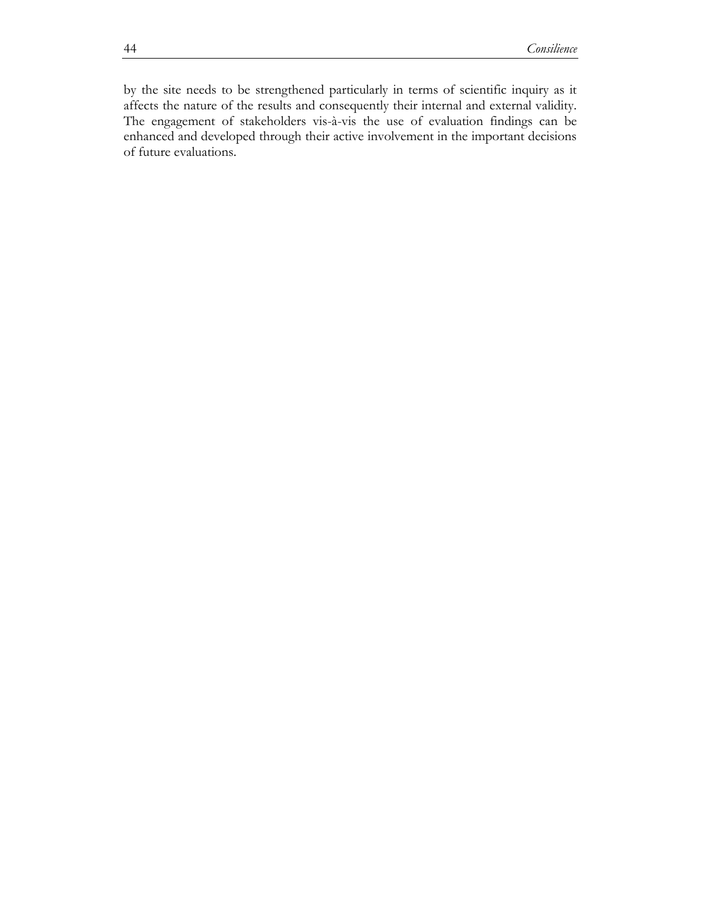by the site needs to be strengthened particularly in terms of scientific inquiry as it affects the nature of the results and consequently their internal and external validity. The engagement of stakeholders vis-à-vis the use of evaluation findings can be enhanced and developed through their active involvement in the important decisions of future evaluations.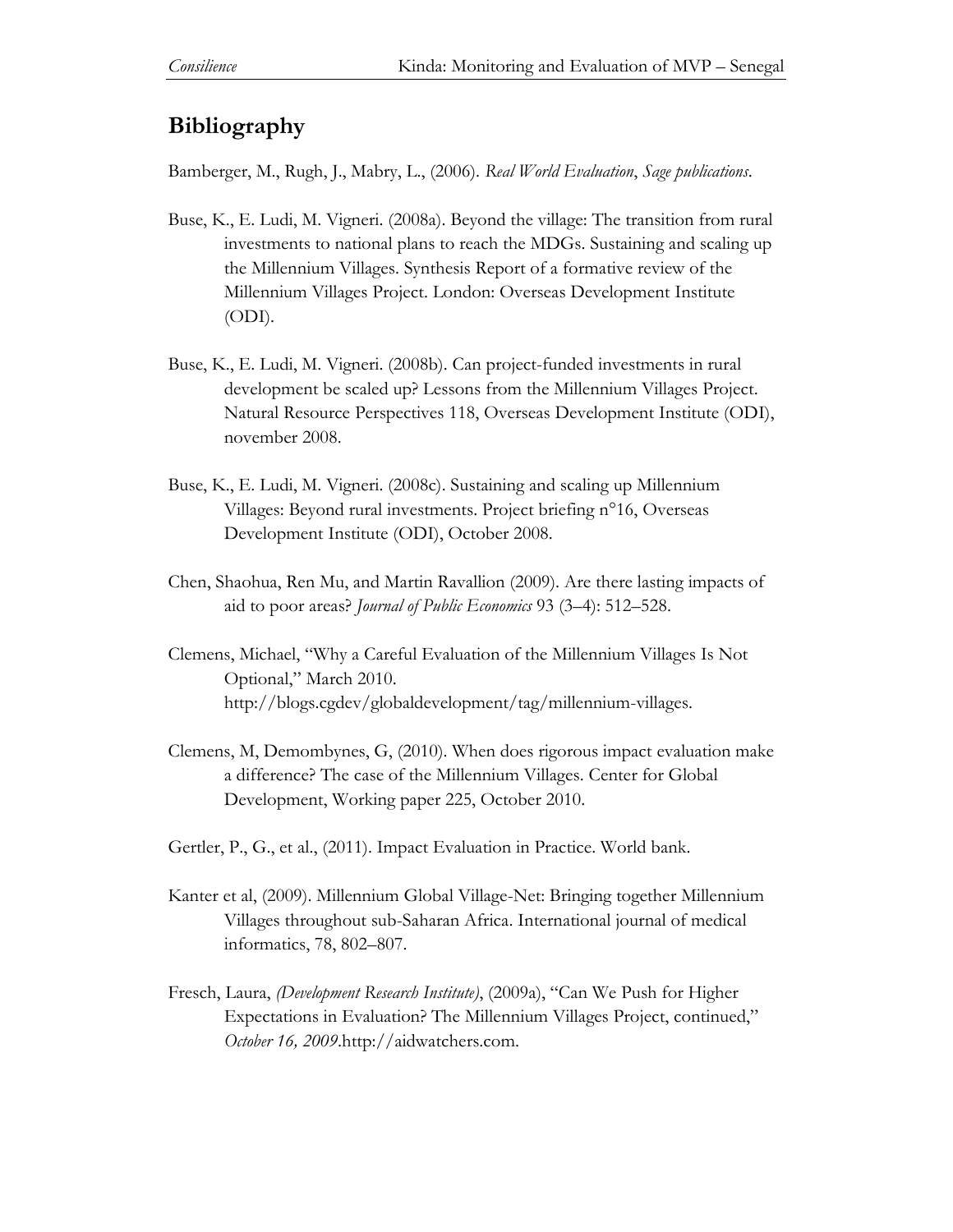## Bibliography

Bamberger, M., Rugh, J., Mabry, L., (2006). *Real World Evaluation*, *Sage publications*.

Buse, K., E. Ludi, M. Vigneri. (2008a). Beyond the village: The transition from rural investments to national plans to reach the MDGs. Sustaining and scaling up the Millennium Villages. Synthesis Report of a formative review of the Millennium Villages Project. London: Overseas Development Institute (ODI).

Buse, K., E. Ludi, M. Vigneri. (2008b). Can project-funded investments in rural development be scaled up? Lessons from the Millennium Villages Project. Natural Resource Perspectives 118, Overseas Development Institute (ODI), november 2008.

Buse, K., E. Ludi, M. Vigneri. (2008c). Sustaining and scaling up Millennium Villages: Beyond rural investments. Project briefing n°16, Overseas Development Institute (ODI), October 2008.

Chen, Shaohua, Ren Mu, and Martin Ravallion (2009). Are there lasting impacts of aid to poor areas? *Journal of Public Economics* 93 (3–4): 512–528.

Clemens, Michael, "Why a Careful Evaluation of the Millennium Villages Is Not Optional," March 2010. http://blogs.cgdev/globaldevelopment/tag/millennium-villages.

Clemens, M, Demombynes, G, (2010). When does rigorous impact evaluation make a difference? The case of the Millennium Villages. Center for Global Development, Working paper 225, October 2010.

Gertler, P., G., et al., (2011). Impact Evaluation in Practice. World bank.

Kanter et al, (2009). Millennium Global Village-Net: Bringing together Millennium Villages throughout sub-Saharan Africa. International journal of medical informatics, 78, 802–807.

Fresch, Laura, *(Development Research Institute)*, (2009a), "Can We Push for Higher Expectations in Evaluation? The Millennium Villages Project, continued," *October 16, 2009*.http://aidwatchers.com.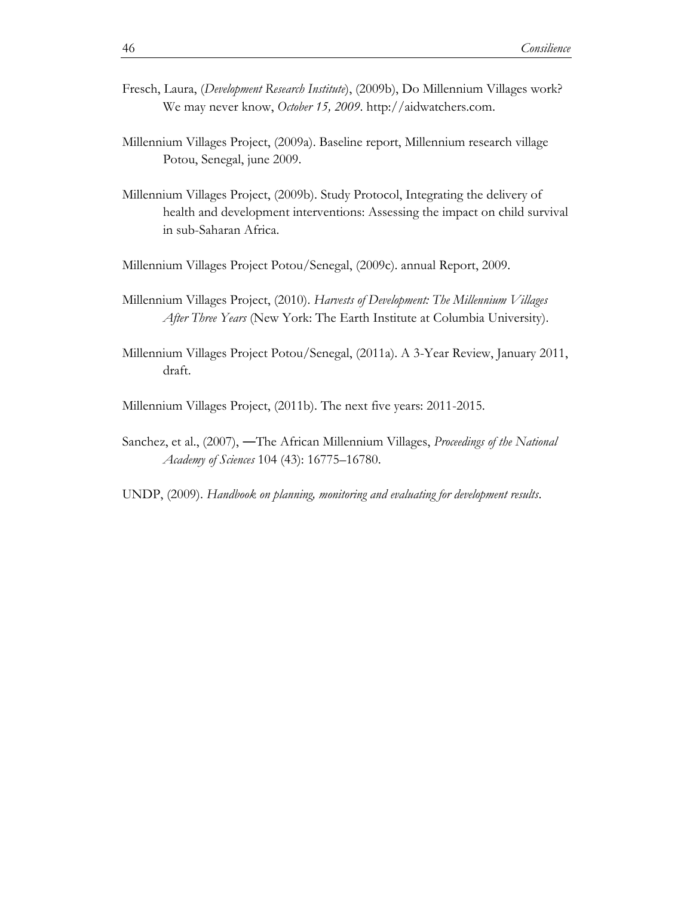Fresch, Laura, (*Development Research Institute*), (2009b), Do Millennium Villages work? We may never know, *October 15, 2009*. http://aidwatchers.com.

Millennium Villages Project, (2009a). Baseline report, Millennium research village Potou, Senegal, june 2009.

Millennium Villages Project, (2009b). Study Protocol, Integrating the delivery of health and development interventions: Assessing the impact on child survival in sub-Saharan Africa.

Millennium Villages Project Potou/Senegal, (2009c). annual Report, 2009.

Millennium Villages Project, (2010). *Harvests of Development: The Millennium Villages After Three Years* (New York: The Earth Institute at Columbia University).

Millennium Villages Project Potou/Senegal, (2011a). A 3-Year Review, January 2011, draft.

Millennium Villages Project, (2011b). The next five years: 2011-2015.

Sanchez, et al., (2007), ―The African Millennium Villages, *Proceedings of the National Academy of Sciences* 104 (43): 16775–16780.

UNDP, (2009). *Handbook on planning, monitoring and evaluating for development results*.